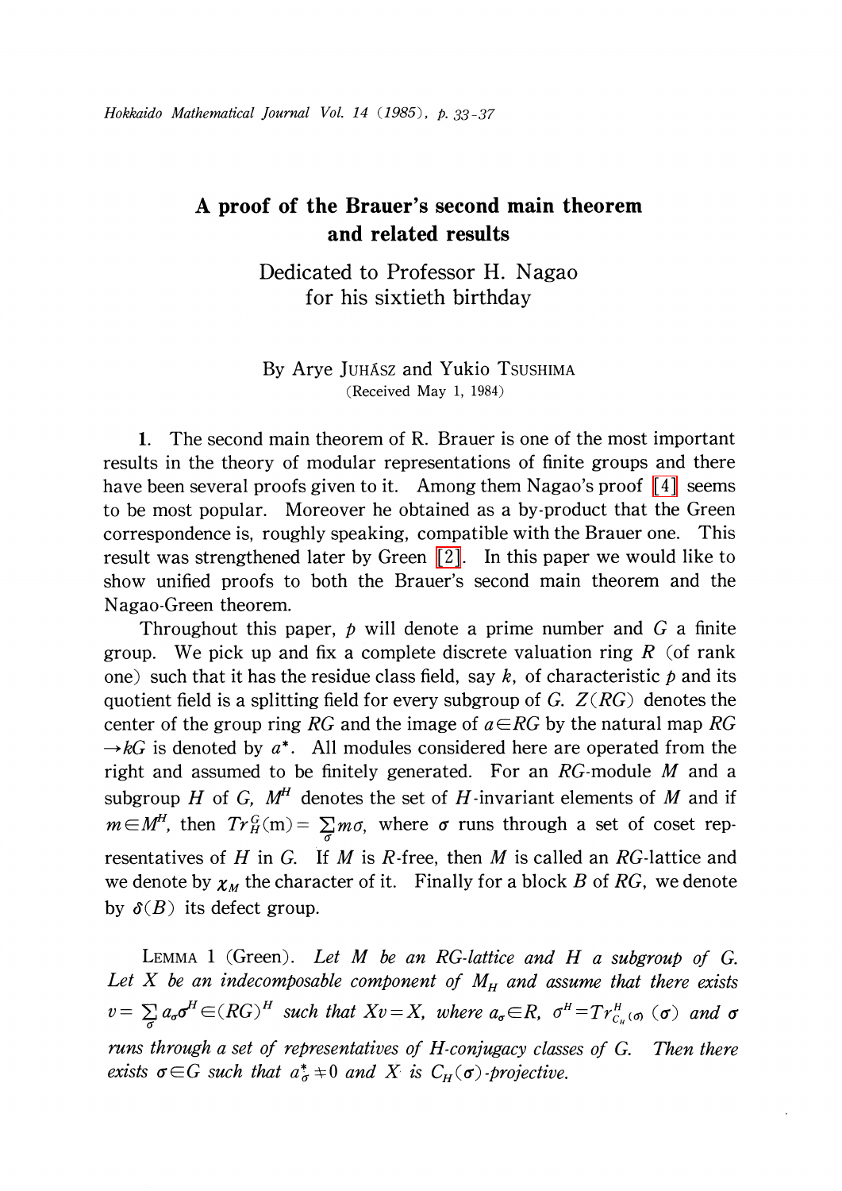# A proof of the Brauer's second main theorem and related results

Dedicated to Professor H. Nagao for his sixtieth birthday

By Arye JUHÁSZ and Yukio TSUSHIMA

(Received May 1, 1984)

**1.** The second main theorem of R. Brauer is one of the most important results in the theory of modular representations of finite groups and there have been several proofs given to it. Among them Nagao's proof [4] seems to be most popular. Moreover he obtained as a by-product that the Green correspondence is, roughly speaking, compatible with the Brauer one. This result was strengthened later by Green [2]. In this paper we would like to show unified proofs to both the Brauer's second main theorem and the Nagao-Green theorem.

Throughout this paper, $p$ will denote a prime number and $G$ a finite group. We pick up and fix a complete discrete valuation ring $R$ (of rank one) such that it has the residue class field, say $k$, of characteristic $p$ and its quotient field is a splitting field for every subgroup of $G$. $Z(RG)$ denotes the center of the group ring $RG$ and the image of $a \in RG$ by the natural map $RG \to kG$ is denoted by $a^*$. All modules considered here are operated from the right and assumed to be finitely generated. For an $RG$-module $M$ and a subgroup $H$ of $G$, $M^H$ denotes the set of $H$-invariant elements of $M$ and if $m \in M^H$, then $Tr_H^G(m) = \sum_{\sigma} m\sigma$, where $\sigma$ runs through a set of coset representatives of $H$ in $G$. If $M$ is $R$-free, then $M$ is called an $RG$-lattice and we denote by $\chi_M$ the character of it. Finally for a block $B$ of $RG$, we denote by $\delta(B)$ its defect group.

LEMMA 1 (Green). *Let $M$ be an $RG$-lattice and $H$ a subgroup of $G$. Let $X$ be an indecomposable component of $M_H$ and assume that there exists $v = \sum_{\sigma} a_\sigma \sigma^H \in (RG)^H$ such that $Xv = X$, where $a_\sigma \in R$, $\sigma^H = Tr_{C_H(\sigma)}^H(\sigma)$ and $\sigma$ runs through a set of representatives of $H$-conjugacy classes of $G$. Then there exists $\sigma \in G$ such that $a_\sigma^* \neq 0$ and $X$ is $C_H(\sigma)$-projective.*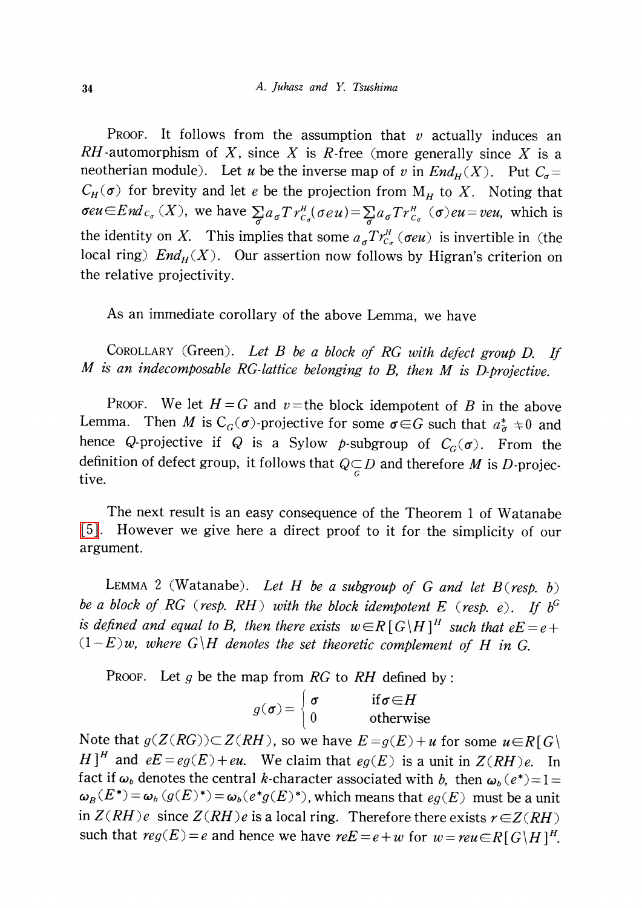PROOF. It follows from the assumption that $v$ actually induces an $RH$-automorphism of $X$, since $X$ is $R$-free (more generally since $X$ is a neotherian module). Let $u$ be the inverse map of $v$ in $End_H(X)$. Put $C_\sigma = C_H(\sigma)$ for brevity and let $e$ be the projection from $M_H$ to $X$. Noting that $\sigma eu \in End_{C_\sigma}(X)$, we have $\sum_\sigma a_\sigma Tr^H_{C_\sigma}(\sigma eu) = \sum_\sigma a_\sigma Tr^H_{C_\sigma}(\sigma)eu = veu$, which is the identity on $X$. This implies that some $a_\sigma Tr^H_{C_\sigma}(\sigma eu)$ is invertible in (the local ring) $End_H(X)$. Our assertion now follows by Higran's criterion on the relative projectivity.

As an immediate corollary of the above Lemma, we have

COROLLARY (Green). *Let $B$ be a block of $RG$ with defect group $D$. If $M$ is an indecomposable $RG$-lattice belonging to $B$, then $M$ is $D$-projective.*

PROOF. We let $H = G$ and $v$ = the block idempotent of $B$ in the above Lemma. Then $M$ is $C_G(\sigma)$-projective for some $\sigma \in G$ such that $a^*_\sigma \neq 0$ and hence $Q$-projective if $Q$ is a Sylow $p$-subgroup of $C_G(\sigma)$. From the definition of defect group, it follows that $Q \subseteq_G D$ and therefore $M$ is $D$-projective.

The next result is an easy consequence of the Theorem 1 of Watanabe [5]. However we give here a direct proof to it for the simplicity of our argument.

LEMMA 2 (Watanabe). *Let $H$ be a subgroup of $G$ and let $B$ (resp. $b$) be a block of $RG$ (resp. $RH$) with the block idempotent $E$ (resp. $e$). If $b^G$ is defined and equal to $B$, then there exists $w \in R[G\backslash H]^H$ such that $eE = e + (1-E)w$, where $G\backslash H$ denotes the set theoretic complement of $H$ in $G$.*

PROOF. Let $g$ be the map from $RG$ to $RH$ defined by:

$$g(\sigma) = \begin{cases} \sigma & \text{if } \sigma \in H \\ 0 & \text{otherwise} \end{cases}$$

Note that $g(Z(RG)) \subset Z(RH)$, so we have $E = g(E) + u$ for some $u \in R[G\backslash H]^H$ and $eE = eg(E) + eu$. We claim that $eg(E)$ is a unit in $Z(RH)e$. In fact if $\omega_b$ denotes the central $k$-character associated with $b$, then $\omega_b(e^*) = 1 = \omega_B(E^*) = \omega_b(g(E)^*) = \omega_b(e^* g(E)^*)$, which means that $eg(E)$ must be a unit in $Z(RH)e$ since $Z(RH)e$ is a local ring. Therefore there exists $r \in Z(RH)$ such that $reg(E) = e$ and hence we have $reE = e + w$ for $w = reu \in R[G\backslash H]^H$.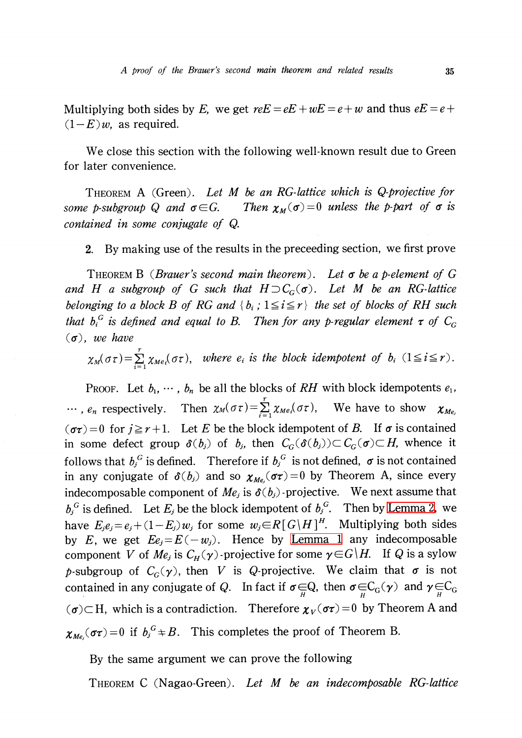Multiplying both sides by $E$, we get $reE = eE + wE = e + w$ and thus $eE = e + (1-E)w$, as required.

We close this section with the following well-known result due to Green for later convenience.

THEOREM A (Green). *Let $M$ be an $RG$-lattice which is $Q$-projective for some $p$-subgroup $Q$ and $\sigma \in G$. Then $\chi_M(\sigma) = 0$ unless the $p$-part of $\sigma$ is contained in some conjugate of $Q$.*

**2.** By making use of the results in the preceeding section, we first prove

THEOREM B (*Brauer's second main theorem*). *Let $\sigma$ be a $p$-element of $G$ and $H$ a subgroup of $G$ such that $H \supset C_G(\sigma)$. Let $M$ be an $RG$-lattice belonging to a block $B$ of $RG$ and $\{b_i ; 1 \leqq i \leqq r\}$ the set of blocks of $RH$ such that $b_i^G$ is defined and equal to $B$. Then for any $p$-regular element $\tau$ of $C_G(\sigma)$, we have*

$$\chi_M(\sigma\tau) = \sum_{i=1}^{r} \chi_{Me_i}(\sigma\tau), \quad \textit{where } e_i \textit{ is the block idempotent of } b_i \ (1 \leqq i \leqq r).$$

PROOF. Let $b_1, \cdots, b_n$ be all the blocks of $RH$ with block idempotents $e_1, \cdots, e_n$ respectively. Then $\chi_M(\sigma\tau) = \sum_{i=1}^{r} \chi_{Me_i}(\sigma\tau)$, We have to show $\chi_{Me_j}(\sigma\tau) = 0$ for $j \geqq r+1$. Let $E$ be the block idempotent of $B$. If $\sigma$ is contained in some defect group $\delta(b_j)$ of $b_j$, then $C_G(\delta(b_j)) \subset C_G(\sigma) \subset H$, whence it follows that $b_j^G$ is defined. Therefore if $b_j^G$ is not defined, $\sigma$ is not contained in any conjugate of $\delta(b_j)$ and so $\chi_{Me_j}(\sigma\tau) = 0$ by Theorem A, since every indecomposable component of $Me_j$ is $\delta(b_j)$-projective. We next assume that $b_j^G$ is defined. Let $E_j$ be the block idempotent of $b_j^G$. Then by Lemma 2, we have $E_j e_j = e_j + (1-E_j)w_j$ for some $w_j \in R[G \backslash H]^H$. Multiplying both sides by $E$, we get $Ee_j = E(-w_j)$. Hence by Lemma 1 any indecomposable component $V$ of $Me_j$ is $C_H(\gamma)$-projective for some $\gamma \in G \backslash H$. If $Q$ is a sylow $p$-subgroup of $C_G(\gamma)$, then $V$ is $Q$-projective. We claim that $\sigma$ is not contained in any conjugate of $Q$. In fact if $\sigma \underset{H}{\in} Q$, then $\sigma \underset{H}{\in} C_G(\gamma)$ and $\gamma \underset{H}{\in} C_G(\sigma) \subset H$, which is a contradiction. Therefore $\chi_V(\sigma\tau) = 0$ by Theorem A and $\chi_{Me_j}(\sigma\tau) = 0$ if $b_j^G \neq B$. This completes the proof of Theorem B.

By the same argument we can prove the following

THEOREM C (Nagao-Green). *Let $M$ be an indecomposable $RG$-lattice*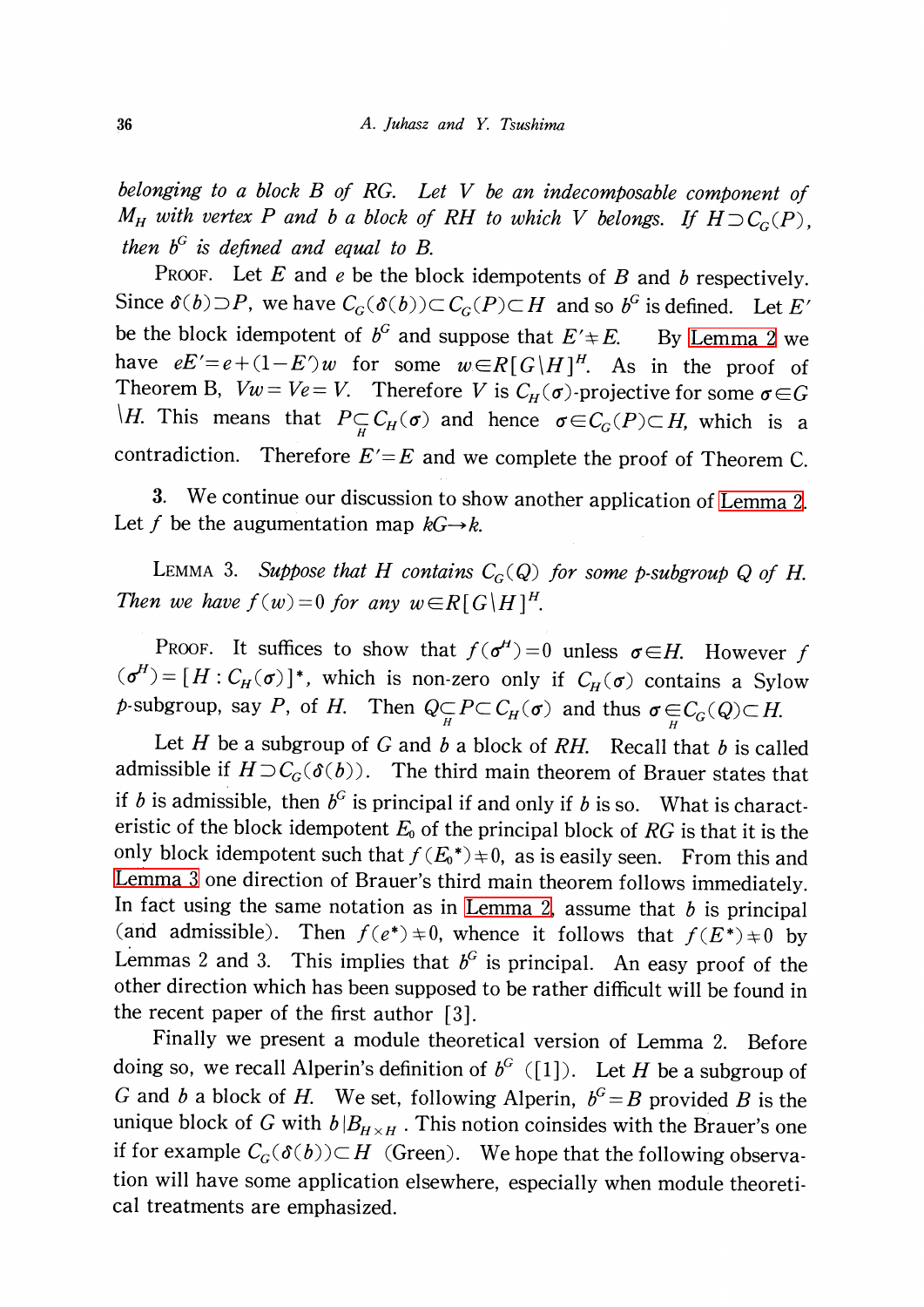*belonging to a block $B$ of $RG$. Let $V$ be an indecomposable component of $M_H$ with vertex $P$ and $b$ a block of $RH$ to which $V$ belongs. If $H \supset C_G(P)$, then $b^G$ is defined and equal to $B$.*

PROOF. Let $E$ and $e$ be the block idempotents of $B$ and $b$ respectively. Since $\delta(b) \supset P$, we have $C_G(\delta(b)) \subset C_G(P) \subset H$ and so $b^G$ is defined. Let $E'$ be the block idempotent of $b^G$ and suppose that $E' \neq E$. By Lemma 2 we have $eE' = e + (1 - E')w$ for some $w \in R[G \backslash H]^H$. As in the proof of Theorem B, $Vw = Ve = V$. Therefore $V$ is $C_H(\sigma)$-projective for some $\sigma \in G \backslash H$. This means that $P \underset{H}{\subseteq} C_H(\sigma)$ and hence $\sigma \in C_G(P) \subset H$, which is a contradiction. Therefore $E' = E$ and we complete the proof of Theorem C.

**3.** We continue our discussion to show another application of Lemma 2. Let $f$ be the augmentation map $kG \to k$.

LEMMA 3. *Suppose that $H$ contains $C_G(Q)$ for some $p$-subgroup $Q$ of $H$. Then we have $f(w) = 0$ for any $w \in R[G \backslash H]^H$.*

PROOF. It suffices to show that $f(\sigma^H) = 0$ unless $\sigma \in H$. However $f(\sigma^H) = [H : C_H(\sigma)]^*$, which is non-zero only if $C_H(\sigma)$ contains a Sylow $p$-subgroup, say $P$, of $H$. Then $Q \underset{H}{\subseteq} P \subset C_H(\sigma)$ and thus $\sigma \underset{H}{\in} C_G(Q) \subset H$.

Let $H$ be a subgroup of $G$ and $b$ a block of $RH$. Recall that $b$ is called admissible if $H \supset C_G(\delta(b))$. The third main theorem of Brauer states that if $b$ is admissible, then $b^G$ is principal if and only if $b$ is so. What is characteristic of the block idempotent $E_0$ of the principal block of $RG$ is that it is the only block idempotent such that $f(E_0^*) \neq 0$, as is easily seen. From this and Lemma 3 one direction of Brauer's third main theorem follows immediately. In fact using the same notation as in Lemma 2, assume that $b$ is principal (and admissible). Then $f(e^*) \neq 0$, whence it follows that $f(E^*) \neq 0$ by Lemmas 2 and 3. This implies that $b^G$ is principal. An easy proof of the other direction which has been supposed to be rather difficult will be found in the recent paper of the first author [3].

Finally we present a module theoretical version of Lemma 2. Before doing so, we recall Alperin's definition of $b^G$ ([1]). Let $H$ be a subgroup of $G$ and $b$ a block of $H$. We set, following Alperin, $b^G = B$ provided $B$ is the unique block of $G$ with $b \,|\, B_{H \times H}$. This notion coinsides with the Brauer's one if for example $C_G(\delta(b)) \subset H$ (Green). We hope that the following observation will have some application elsewhere, especially when module theoretical treatments are emphasized.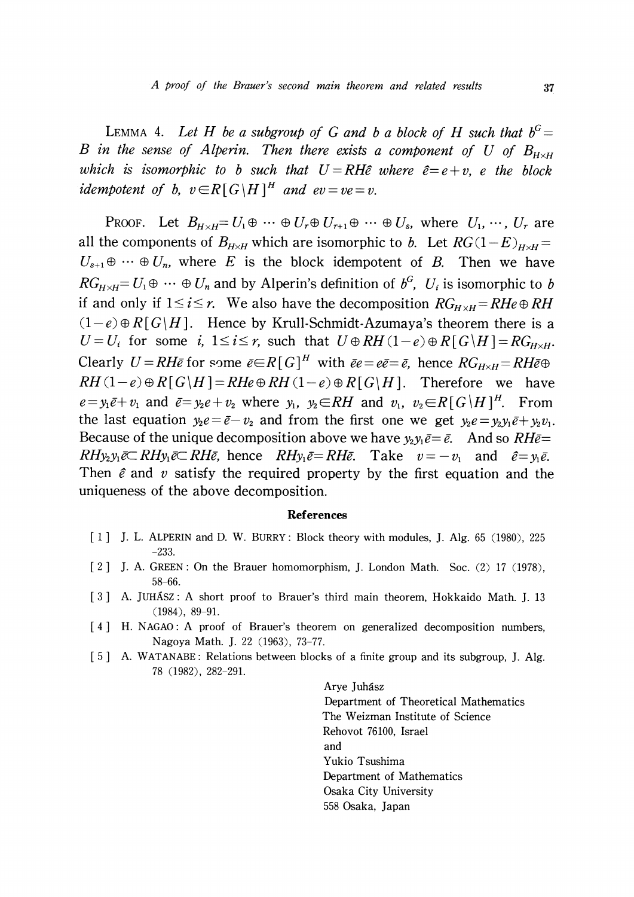LEMMA 4. *Let $H$ be a subgroup of $G$ and $b$ a block of $H$ such that $b^G = B$ in the sense of Alperin. Then there exists a component of $U$ of $B_{H\times H}$ which is isomorphic to $b$ such that $U = RH\hat{e}$ where $\hat{e} = e + v$, $e$ the block idempotent of $b$, $v \in R[G\backslash H]^H$ and $ev = ve = v$.*

PROOF. Let $B_{H\times H} = U_1 \oplus \cdots \oplus U_r \oplus U_{r+1} \oplus \cdots \oplus U_s$, where $U_1, \cdots, U_r$ are all the components of $B_{H\times H}$ which are isomorphic to $b$. Let $RG(1-E)_{H\times H} = U_{s+1} \oplus \cdots \oplus U_n$, where $E$ is the block idempotent of $B$. Then we have $RG_{H\times H} = U_1 \oplus \cdots \oplus U_n$ and by Alperin's definition of $b^G$, $U_i$ is isomorphic to $b$ if and only if $1 \leq i \leq r$. We also have the decomposition $RG_{H\times H} = RHe \oplus RH(1-e) \oplus R[G\backslash H]$. Hence by Krull-Schmidt-Azumaya's theorem there is a $U = U_i$ for some $i$, $1 \leq i \leq r$, such that $U \oplus RH(1-e) \oplus R[G\backslash H] = RG_{H\times H}$. Clearly $U = RH\bar{e}$ for some $\bar{e} \in R[G]^H$ with $\bar{e}e = e\bar{e} = \bar{e}$, hence $RG_{H\times H} = RH\bar{e} \oplus RH(1-e) \oplus R[G\backslash H] = RHe \oplus RH(1-e) \oplus R[G\backslash H]$. Therefore we have $e = y_1\bar{e} + v_1$ and $\bar{e} = y_2 e + v_2$ where $y_1, y_2 \in RH$ and $v_1, v_2 \in R[G\backslash H]^H$. From the last equation $y_2 e = \bar{e} - v_2$ and from the first one we get $y_2 e = y_2 y_1 \bar{e} + y_2 v_1$. Because of the unique decomposition above we have $y_2 y_1 \bar{e} = \bar{e}$. And so $RH\bar{e} = RHy_2y_1\bar{e} \subset RHy_1\bar{e} \subset RH\bar{e}$, hence $RHy_1\bar{e} = RH\bar{e}$. Take $v = -v_1$ and $\hat{e} = y_1\bar{e}$. Then $\hat{e}$ and $v$ satisfy the required property by the first equation and the uniqueness of the above decomposition.

## References

[1] J. L. ALPERIN and D. W. BURRY: Block theory with modules, J. Alg. 65 (1980), 225–233.

[2] J. A. GREEN: On the Brauer homomorphism, J. London Math. Soc. (2) 17 (1978), 58–66.

[3] A. JUHÁSZ: A short proof to Brauer's third main theorem, Hokkaido Math. J. 13 (1984), 89–91.

[4] H. NAGAO: A proof of Brauer's theorem on generalized decomposition numbers, Nagoya Math. J. 22 (1963), 73–77.

[5] A. WATANABE: Relations between blocks of a finite group and its subgroup, J. Alg. 78 (1982), 282–291.

Arye Juhász
Department of Theoretical Mathematics
The Weizman Institute of Science
Rehovot 76100, Israel
and
Yukio Tsushima
Department of Mathematics
Osaka City University
558 Osaka, Japan